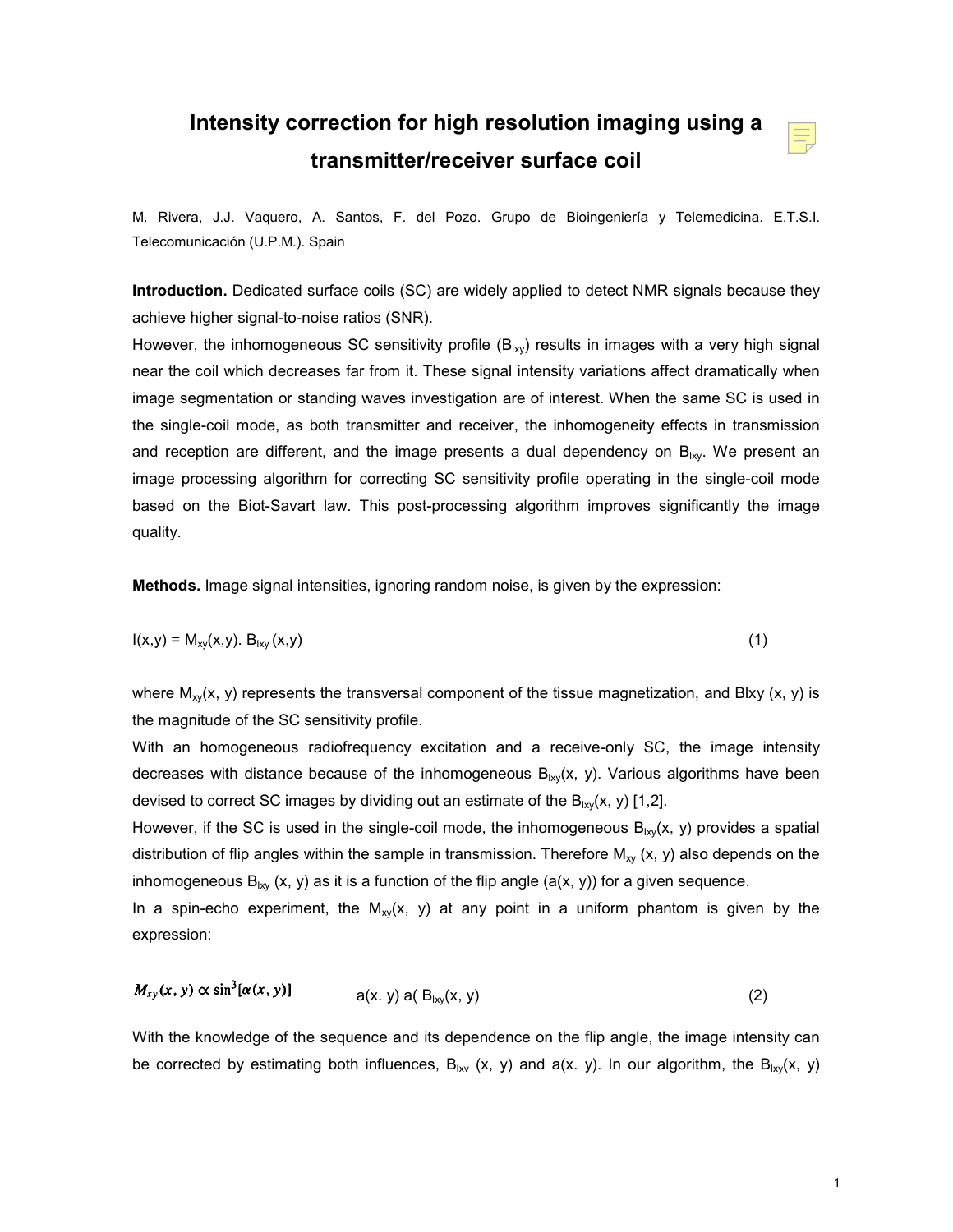# Intensity correction for high resolution imaging using a transmitter/receiver surface coil

M. Rivera, J.J. Vaquero, A. Santos, F. del Pozo. Grupo de Bioingeniería y Telemedicina. E.T.S.I. Telecomunicación (U.P.M.). Spain

**Introduction.** Dedicated surface coils (SC) are widely applied to detect NMR signals because they achieve higher signal-to-noise ratios (SNR).

However, the inhomogeneous SC sensitivity profile ($B_{lxy}$) results in images with a very high signal near the coil which decreases far from it. These signal intensity variations affect dramatically when image segmentation or standing waves investigation are of interest. When the same SC is used in the single-coil mode, as both transmitter and receiver, the inhomogeneity effects in transmission and reception are different, and the image presents a dual dependency on $B_{lxy}$. We present an image processing algorithm for correcting SC sensitivity profile operating in the single-coil mode based on the Biot-Savart law. This post-processing algorithm improves significantly the image quality.

**Methods.** Image signal intensities, ignoring random noise, is given by the expression:

$$I(x,y) = M_{xy}(x,y).\ B_{lxy}(x,y) \qquad (1)$$

where $M_{xy}(x, y)$ represents the transversal component of the tissue magnetization, and Blxy (x, y) is the magnitude of the SC sensitivity profile.

With an homogeneous radiofrequency excitation and a receive-only SC, the image intensity decreases with distance because of the inhomogeneous $B_{lxy}(x, y)$. Various algorithms have been devised to correct SC images by dividing out an estimate of the $B_{lxy}(x, y)$ [1,2].

However, if the SC is used in the single-coil mode, the inhomogeneous $B_{lxy}(x, y)$ provides a spatial distribution of flip angles within the sample in transmission. Therefore $M_{xy}$ (x, y) also depends on the inhomogeneous $B_{lxy}$ (x, y) as it is a function of the flip angle (a(x, y)) for a given sequence.

In a spin-echo experiment, the $M_{xy}(x, y)$ at any point in a uniform phantom is given by the expression:

$$M_{xy}(x, y) \propto \sin^3[\alpha(x, y)] \qquad a(x.\ y)\ a(\ B_{lxy}(x, y) \qquad (2)$$

With the knowledge of the sequence and its dependence on the flip angle, the image intensity can be corrected by estimating both influences, $B_{lxv}$ (x, y) and a(x. y). In our algorithm, the $B_{lxy}(x, y)$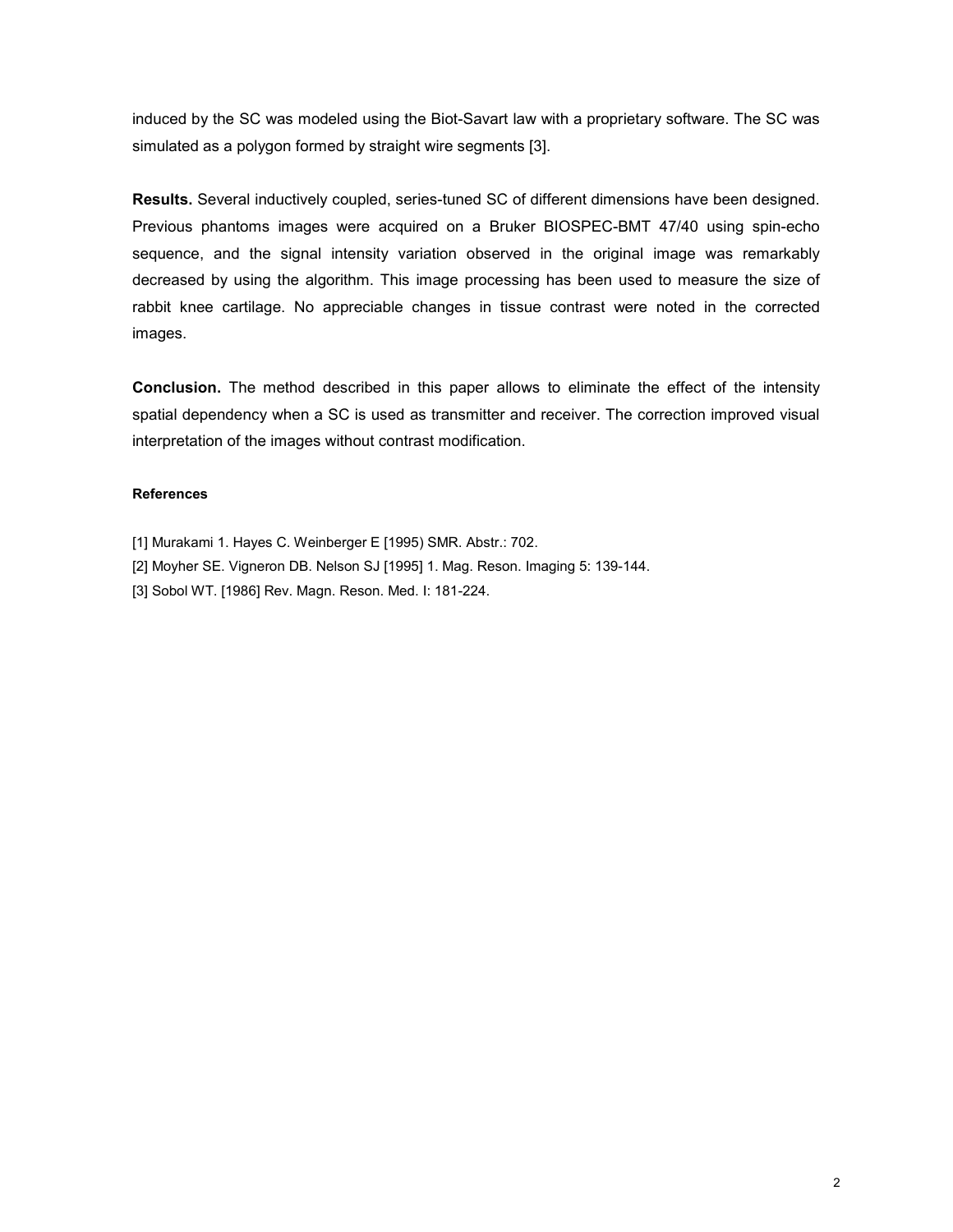induced by the SC was modeled using the Biot-Savart law with a proprietary software. The SC was simulated as a polygon formed by straight wire segments [3].

**Results.** Several inductively coupled, series-tuned SC of different dimensions have been designed. Previous phantoms images were acquired on a Bruker BIOSPEC-BMT 47/40 using spin-echo sequence, and the signal intensity variation observed in the original image was remarkably decreased by using the algorithm. This image processing has been used to measure the size of rabbit knee cartilage. No appreciable changes in tissue contrast were noted in the corrected images.

**Conclusion.** The method described in this paper allows to eliminate the effect of the intensity spatial dependency when a SC is used as transmitter and receiver. The correction improved visual interpretation of the images without contrast modification.

#### References

[1] Murakami 1. Hayes C. Weinberger E [1995) SMR. Abstr.: 702.

[2] Moyher SE. Vigneron DB. Nelson SJ [1995] 1. Mag. Reson. Imaging 5: 139-144.

[3] Sobol WT. [1986] Rev. Magn. Reson. Med. I: 181-224.